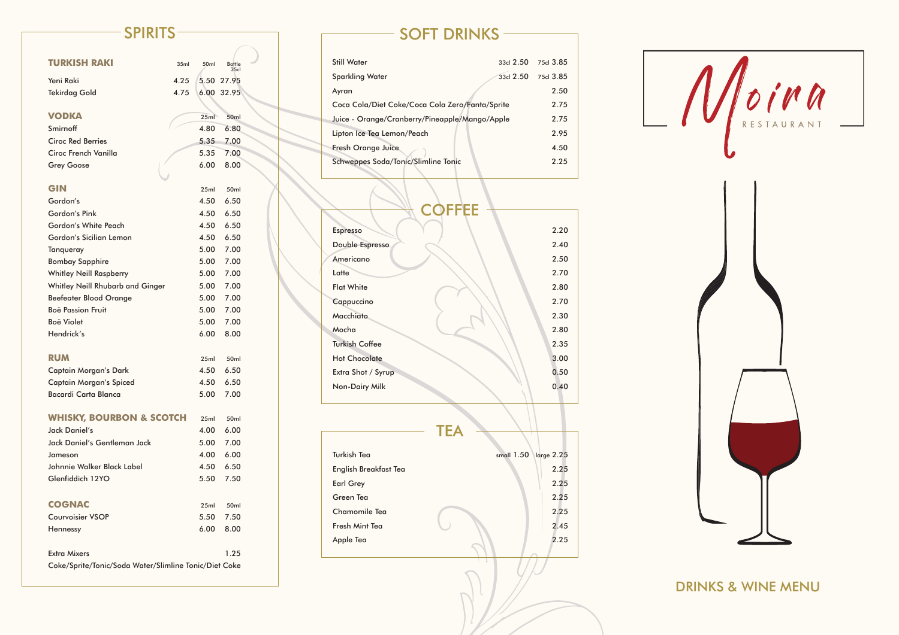## SPIRITS

| TURKISH RAKI | 35ml | 50ml | Bottle 35cl |
|---|---|---|---|
| Yeni Raki | 4.25 | 5.50 | 27.95 |
| Tekirdag Gold | 4.75 | 6.00 | 32.95 |

| VODKA | 25ml | 50ml |
|---|---|---|
| Smirnoff | 4.80 | 6.80 |
| Ciroc Red Berries | 5.35 | 7.00 |
| Ciroc French Vanilla | 5.35 | 7.00 |
| Grey Goose | 6.00 | 8.00 |

| GIN | 25ml | 50ml |
|---|---|---|
| Gordon's | 4.50 | 6.50 |
| Gordon's Pink | 4.50 | 6.50 |
| Gordon's White Peach | 4.50 | 6.50 |
| Gordon's Sicilian Lemon | 4.50 | 6.50 |
| Tanqueray | 5.00 | 7.00 |
| Bombay Sapphire | 5.00 | 7.00 |
| Whitley Neill Raspberry | 5.00 | 7.00 |
| Whitley Neill Rhubarb and Ginger | 5.00 | 7.00 |
| Beefeater Blood Orange | 5.00 | 7.00 |
| Boë Passion Fruit | 5.00 | 7.00 |
| Boë Violet | 5.00 | 7.00 |
| Hendrick's | 6.00 | 8.00 |

| RUM | 25ml | 50ml |
|---|---|---|
| Captain Morgan's Dark | 4.50 | 6.50 |
| Captain Morgan's Spiced | 4.50 | 6.50 |
| Bacardi Carta Blanca | 5.00 | 7.00 |

| WHISKY, BOURBON & SCOTCH | 25ml | 50ml |
|---|---|---|
| Jack Daniel's | 4.00 | 6.00 |
| Jack Daniel's Gentleman Jack | 5.00 | 7.00 |
| Jameson | 4.00 | 6.00 |
| Johnnie Walker Black Label | 4.50 | 6.50 |
| Glenfiddich 12YO | 5.50 | 7.50 |

| COGNAC | 25ml | 50ml |
|---|---|---|
| Courvoisier VSOP | 5.50 | 7.50 |
| Hennessy | 6.00 | 8.00 |

Extra Mixers 1.25
Coke/Sprite/Tonic/Soda Water/Slimline Tonic/Diet Coke

## SOFT DRINKS

| | | |
|---|---|---|
| Still Water | 33cl 2.50 | 75cl 3.85 |
| Sparkling Water | 33cl 2.50 | 75cl 3.85 |
| Ayran | | 2.50 |
| Coca Cola/Diet Coke/Coca Cola Zero/Fanta/Sprite | | 2.75 |
| Juice - Orange/Cranberry/Pineapple/Mango/Apple | | 2.75 |
| Lipton Ice Tea Lemon/Peach | | 2.95 |
| Fresh Orange Juice | | 4.50 |
| Schweppes Soda/Tonic/Slimline Tonic | | 2.25 |

## COFFEE

| | |
|---|---|
| Espresso | 2.20 |
| Double Espresso | 2.40 |
| Americano | 2.50 |
| Latte | 2.70 |
| Flat White | 2.80 |
| Cappuccino | 2.70 |
| Macchiato | 2.30 |
| Mocha | 2.80 |
| Turkish Coffee | 2.35 |
| Hot Chocolate | 3.00 |
| Extra Shot / Syrup | 0.50 |
| Non-Dairy Milk | 0.40 |

## TEA

| | | |
|---|---|---|
| Turkish Tea | small 1.50 | large 2.25 |
| English Breakfast Tea | | 2.25 |
| Earl Grey | | 2.25 |
| Green Tea | | 2.25 |
| Chamomile Tea | | 2.25 |
| Fresh Mint Tea | | 2.45 |
| Apple Tea | | 2.25 |

# Moira RESTAURANT

## DRINKS & WINE MENU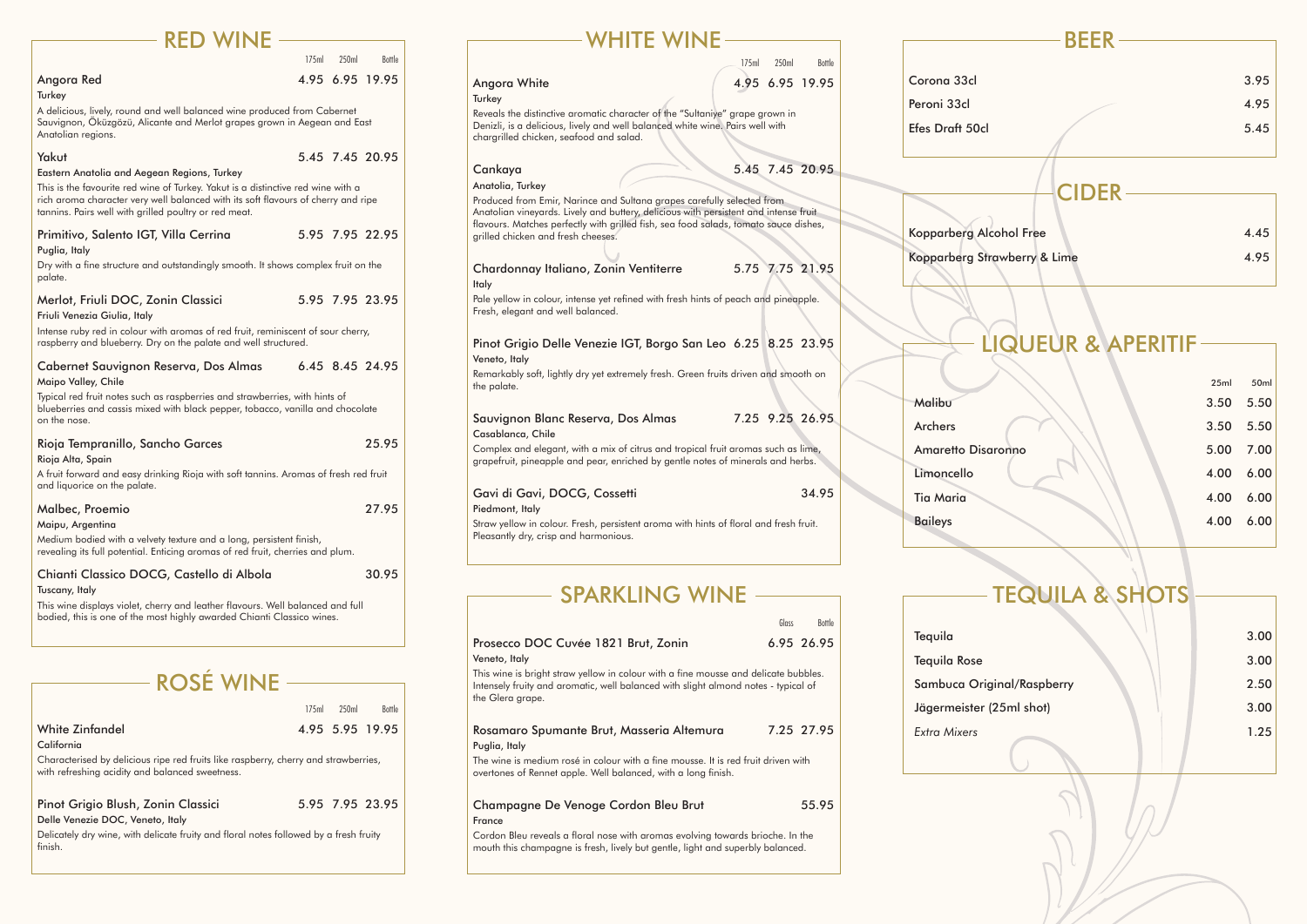## RED WINE

| | 175ml | 250ml | Bottle |
|---|---|---|---|
| Angora Red | 4.95 | 6.95 | 19.95 |

Turkey

A delicious, lively, round and well balanced wine produced from Cabernet Sauvignon, Öküzgözü, Alicante and Merlot grapes grown in Aegean and East Anatolian regions.

| | | | |
|---|---|---|---|
| Yakut | 5.45 | 7.45 | 20.95 |

Eastern Anatolia and Aegean Regions, Turkey

This is the favourite red wine of Turkey. Yakut is a distinctive red wine with a rich aroma character very well balanced with its soft flavours of cherry and ripe tannins. Pairs well with grilled poultry or red meat.

| | | | |
|---|---|---|---|
| Primitivo, Salento IGT, Villa Cerrina | 5.95 | 7.95 | 22.95 |

Puglia, Italy

Dry with a fine structure and outstandingly smooth. It shows complex fruit on the palate.

| | | | |
|---|---|---|---|
| Merlot, Friuli DOC, Zonin Classici | 5.95 | 7.95 | 23.95 |

Friuli Venezia Giulia, Italy

Intense ruby red in colour with aromas of red fruit, reminiscent of sour cherry, raspberry and blueberry. Dry on the palate and well structured.

| | | | |
|---|---|---|---|
| Cabernet Sauvignon Reserva, Dos Almas | 6.45 | 8.45 | 24.95 |

Maipo Valley, Chile

Typical red fruit notes such as raspberries and strawberries, with hints of blueberries and cassis mixed with black pepper, tobacco, vanilla and chocolate on the nose.

| | | | |
|---|---|---|---|
| Rioja Tempranillo, Sancho Garces | | | 25.95 |

Rioja Alta, Spain

A fruit forward and easy drinking Rioja with soft tannins. Aromas of fresh red fruit and liquorice on the palate.

| | | | |
|---|---|---|---|
| Malbec, Proemio | | | 27.95 |

Maipu, Argentina

Medium bodied with a velvety texture and a long, persistent finish, revealing its full potential. Enticing aromas of red fruit, cherries and plum.

| | | | |
|---|---|---|---|
| Chianti Classico DOCG, Castello di Albola | | | 30.95 |

Tuscany, Italy

This wine displays violet, cherry and leather flavours. Well balanced and full bodied, this is one of the most highly awarded Chianti Classico wines.

## ROSÉ WINE

| | 175ml | 250ml | Bottle |
|---|---|---|---|
| White Zinfandel | 4.95 | 5.95 | 19.95 |

California

Characterised by delicious ripe red fruits like raspberry, cherry and strawberries, with refreshing acidity and balanced sweetness.

| | | | |
|---|---|---|---|
| Pinot Grigio Blush, Zonin Classici | 5.95 | 7.95 | 23.95 |

Delle Venezie DOC, Veneto, Italy

Delicately dry wine, with delicate fruity and floral notes followed by a fresh fruity finish.

## WHITE WINE

| | 175ml | 250ml | Bottle |
|---|---|---|---|
| Angora White | 4.95 | 6.95 | 19.95 |

Turkey

Reveals the distinctive aromatic character of the "Sultaniye" grape grown in Denizli, is a delicious, lively and well balanced white wine. Pairs well with chargrilled chicken, seafood and salad.

| | | | |
|---|---|---|---|
| Cankaya | 5.45 | 7.45 | 20.95 |

Anatolia, Turkey

Produced from Emir, Narince and Sultana grapes carefully selected from Anatolian vineyards. Lively and buttery, delicious with persistent and intense fruit flavours. Matches perfectly with grilled fish, sea food salads, tomato sauce dishes, grilled chicken and fresh cheeses.

| | | | |
|---|---|---|---|
| Chardonnay Italiano, Zonin Ventiterre | 5.75 | 7.75 | 21.95 |

Italy

Pale yellow in colour, intense yet refined with fresh hints of peach and pineapple. Fresh, elegant and well balanced.

| | | | |
|---|---|---|---|
| Pinot Grigio Delle Venezie IGT, Borgo San Leo | 6.25 | 8.25 | 23.95 |

Veneto, Italy

Remarkably soft, lightly dry yet extremely fresh. Green fruits driven and smooth on the palate.

| | | | |
|---|---|---|---|
| Sauvignon Blanc Reserva, Dos Almas | 7.25 | 9.25 | 26.95 |

Casablanca, Chile

Complex and elegant, with a mix of citrus and tropical fruit aromas such as lime, grapefruit, pineapple and pear, enriched by gentle notes of minerals and herbs.

| | | | |
|---|---|---|---|
| Gavi di Gavi, DOCG, Cossetti | | | 34.95 |

Piedmont, Italy

Straw yellow in colour. Fresh, persistent aroma with hints of floral and fresh fruit. Pleasantly dry, crisp and harmonious.

## SPARKLING WINE

| | Glass | Bottle |
|---|---|---|
| Prosecco DOC Cuvée 1821 Brut, Zonin | 6.95 | 26.95 |

Veneto, Italy

This wine is bright straw yellow in colour with a fine mousse and delicate bubbles. Intensely fruity and aromatic, well balanced with slight almond notes - typical of the Glera grape.

| | | |
|---|---|---|
| Rosamaro Spumante Brut, Masseria Altemura | 7.25 | 27.95 |

Puglia, Italy

The wine is medium rosé in colour with a fine mousse. It is red fruit driven with overtones of Rennet apple. Well balanced, with a long finish.

| | | |
|---|---|---|
| Champagne De Venoge Cordon Bleu Brut | | 55.95 |

France

Cordon Bleu reveals a floral nose with aromas evolving towards brioche. In the mouth this champagne is fresh, lively but gentle, light and superbly balanced.

## BEER

| | |
|---|---|
| Corona 33cl | 3.95 |
| Peroni 33cl | 4.95 |
| Efes Draft 50cl | 5.45 |

## CIDER

| | |
|---|---|
| Kopparberg Alcohol Free | 4.45 |
| Kopparberg Strawberry & Lime | 4.95 |

## LIQUEUR & APERITIF

| | 25ml | 50ml |
|---|---|---|
| Malibu | 3.50 | 5.50 |
| Archers | 3.50 | 5.50 |
| Amaretto Disaronno | 5.00 | 7.00 |
| Limoncello | 4.00 | 6.00 |
| Tia Maria | 4.00 | 6.00 |
| Baileys | 4.00 | 6.00 |

## TEQUILA & SHOTS

| | |
|---|---|
| Tequila | 3.00 |
| Tequila Rose | 3.00 |
| Sambuca Original/Raspberry | 2.50 |
| Jägermeister (25ml shot) | 3.00 |
| *Extra Mixers* | 1.25 |